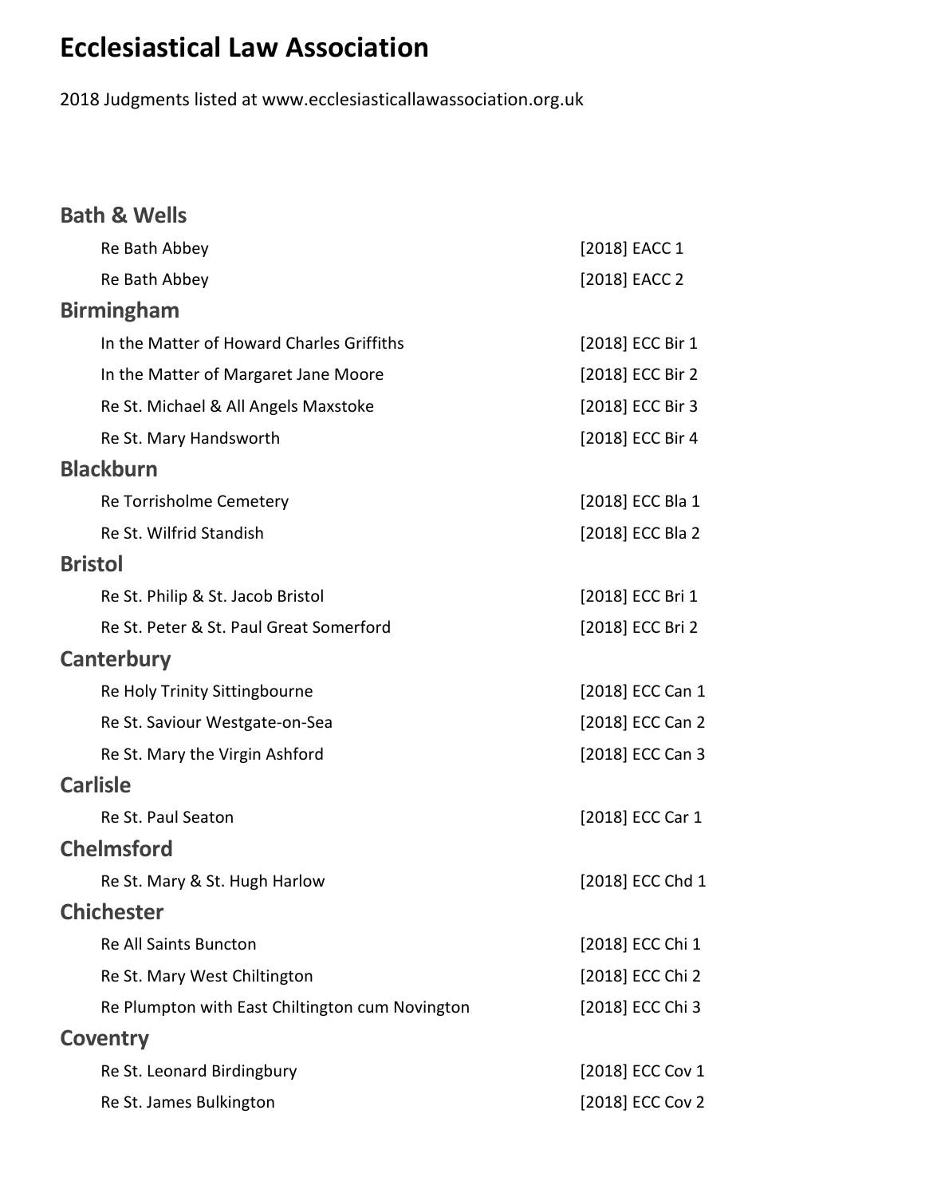# Ecclesiastical Law Association

2018 Judgments listed at www.ecclesiasticallawassociation.org.uk

## Bath & Wells

| | |
|---|---|
| Re Bath Abbey | [2018] EACC 1 |
| Re Bath Abbey | [2018] EACC 2 |

## Birmingham

| | |
|---|---|
| In the Matter of Howard Charles Griffiths | [2018] ECC Bir 1 |
| In the Matter of Margaret Jane Moore | [2018] ECC Bir 2 |
| Re St. Michael & All Angels Maxstoke | [2018] ECC Bir 3 |
| Re St. Mary Handsworth | [2018] ECC Bir 4 |

## Blackburn

| | |
|---|---|
| Re Torrisholme Cemetery | [2018] ECC Bla 1 |
| Re St. Wilfrid Standish | [2018] ECC Bla 2 |

## Bristol

| | |
|---|---|
| Re St. Philip & St. Jacob Bristol | [2018] ECC Bri 1 |
| Re St. Peter & St. Paul Great Somerford | [2018] ECC Bri 2 |

## Canterbury

| | |
|---|---|
| Re Holy Trinity Sittingbourne | [2018] ECC Can 1 |
| Re St. Saviour Westgate-on-Sea | [2018] ECC Can 2 |
| Re St. Mary the Virgin Ashford | [2018] ECC Can 3 |

## Carlisle

| | |
|---|---|
| Re St. Paul Seaton | [2018] ECC Car 1 |

## Chelmsford

| | |
|---|---|
| Re St. Mary & St. Hugh Harlow | [2018] ECC Chd 1 |

## Chichester

| | |
|---|---|
| Re All Saints Buncton | [2018] ECC Chi 1 |
| Re St. Mary West Chiltington | [2018] ECC Chi 2 |
| Re Plumpton with East Chiltington cum Novington | [2018] ECC Chi 3 |

## Coventry

| | |
|---|---|
| Re St. Leonard Birdingbury | [2018] ECC Cov 1 |
| Re St. James Bulkington | [2018] ECC Cov 2 |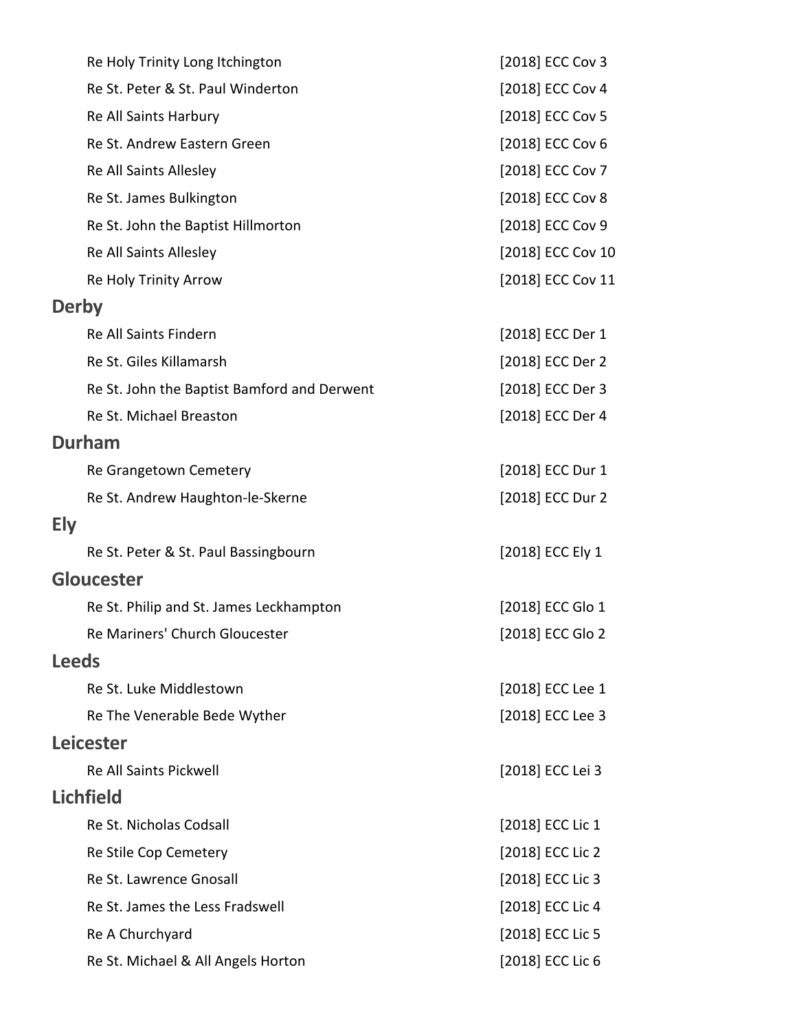| | |
|---|---|
| Re Holy Trinity Long Itchington | [2018] ECC Cov 3 |
| Re St. Peter & St. Paul Winderton | [2018] ECC Cov 4 |
| Re All Saints Harbury | [2018] ECC Cov 5 |
| Re St. Andrew Eastern Green | [2018] ECC Cov 6 |
| Re All Saints Allesley | [2018] ECC Cov 7 |
| Re St. James Bulkington | [2018] ECC Cov 8 |
| Re St. John the Baptist Hillmorton | [2018] ECC Cov 9 |
| Re All Saints Allesley | [2018] ECC Cov 10 |
| Re Holy Trinity Arrow | [2018] ECC Cov 11 |

## Derby

| | |
|---|---|
| Re All Saints Findern | [2018] ECC Der 1 |
| Re St. Giles Killamarsh | [2018] ECC Der 2 |
| Re St. John the Baptist Bamford and Derwent | [2018] ECC Der 3 |
| Re St. Michael Breaston | [2018] ECC Der 4 |

## Durham

| | |
|---|---|
| Re Grangetown Cemetery | [2018] ECC Dur 1 |
| Re St. Andrew Haughton-le-Skerne | [2018] ECC Dur 2 |

## Ely

| | |
|---|---|
| Re St. Peter & St. Paul Bassingbourn | [2018] ECC Ely 1 |

## Gloucester

| | |
|---|---|
| Re St. Philip and St. James Leckhampton | [2018] ECC Glo 1 |
| Re Mariners' Church Gloucester | [2018] ECC Glo 2 |

## Leeds

| | |
|---|---|
| Re St. Luke Middlestown | [2018] ECC Lee 1 |
| Re The Venerable Bede Wyther | [2018] ECC Lee 3 |

## Leicester

| | |
|---|---|
| Re All Saints Pickwell | [2018] ECC Lei 3 |

## Lichfield

| | |
|---|---|
| Re St. Nicholas Codsall | [2018] ECC Lic 1 |
| Re Stile Cop Cemetery | [2018] ECC Lic 2 |
| Re St. Lawrence Gnosall | [2018] ECC Lic 3 |
| Re St. James the Less Fradswell | [2018] ECC Lic 4 |
| Re A Churchyard | [2018] ECC Lic 5 |
| Re St. Michael & All Angels Horton | [2018] ECC Lic 6 |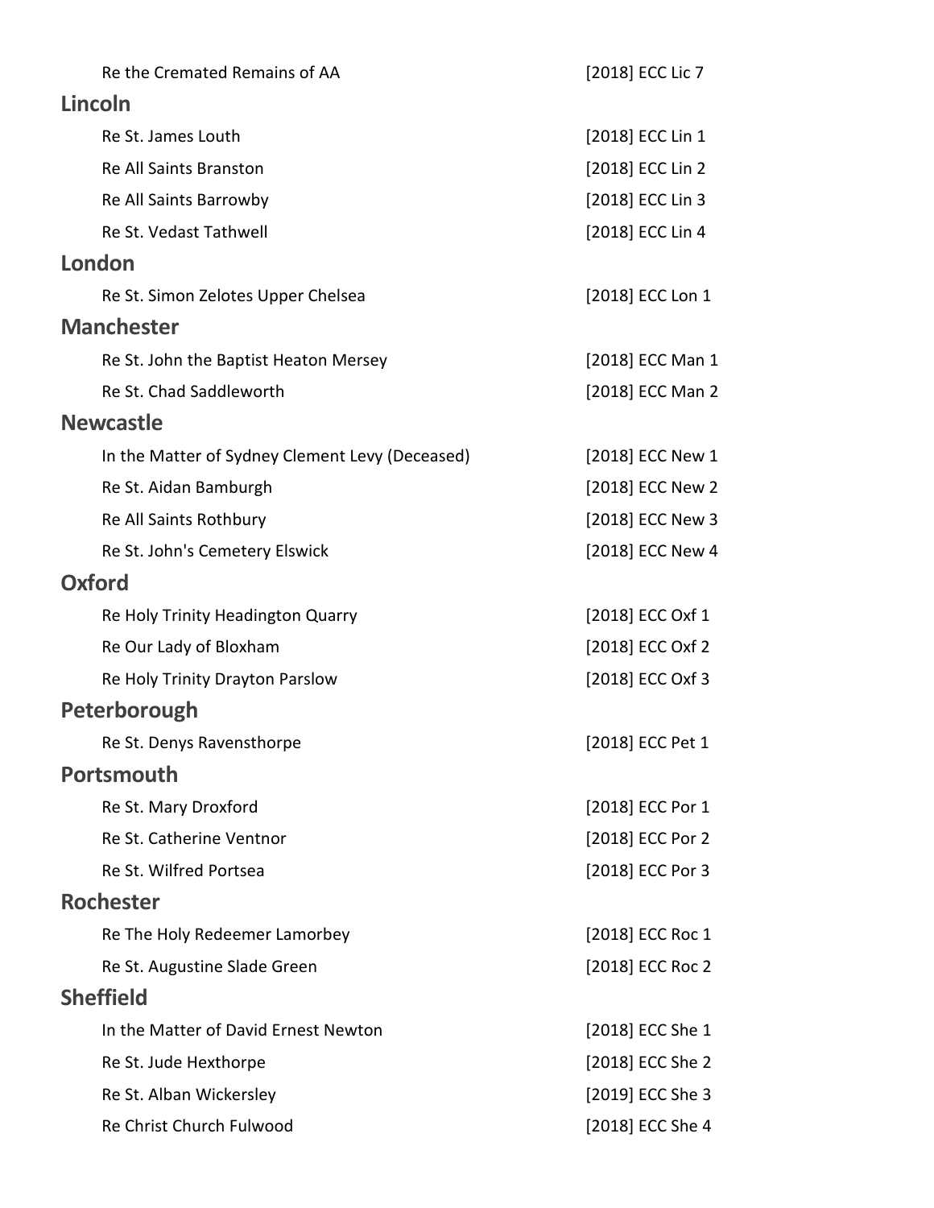| | |
|---|---|
| Re the Cremated Remains of AA | [2018] ECC Lic 7 |

## Lincoln

| | |
|---|---|
| Re St. James Louth | [2018] ECC Lin 1 |
| Re All Saints Branston | [2018] ECC Lin 2 |
| Re All Saints Barrowby | [2018] ECC Lin 3 |
| Re St. Vedast Tathwell | [2018] ECC Lin 4 |

## London

| | |
|---|---|
| Re St. Simon Zelotes Upper Chelsea | [2018] ECC Lon 1 |

## Manchester

| | |
|---|---|
| Re St. John the Baptist Heaton Mersey | [2018] ECC Man 1 |
| Re St. Chad Saddleworth | [2018] ECC Man 2 |

## Newcastle

| | |
|---|---|
| In the Matter of Sydney Clement Levy (Deceased) | [2018] ECC New 1 |
| Re St. Aidan Bamburgh | [2018] ECC New 2 |
| Re All Saints Rothbury | [2018] ECC New 3 |
| Re St. John's Cemetery Elswick | [2018] ECC New 4 |

## Oxford

| | |
|---|---|
| Re Holy Trinity Headington Quarry | [2018] ECC Oxf 1 |
| Re Our Lady of Bloxham | [2018] ECC Oxf 2 |
| Re Holy Trinity Drayton Parslow | [2018] ECC Oxf 3 |

## Peterborough

| | |
|---|---|
| Re St. Denys Ravensthorpe | [2018] ECC Pet 1 |

## Portsmouth

| | |
|---|---|
| Re St. Mary Droxford | [2018] ECC Por 1 |
| Re St. Catherine Ventnor | [2018] ECC Por 2 |
| Re St. Wilfred Portsea | [2018] ECC Por 3 |

## Rochester

| | |
|---|---|
| Re The Holy Redeemer Lamorbey | [2018] ECC Roc 1 |
| Re St. Augustine Slade Green | [2018] ECC Roc 2 |

## Sheffield

| | |
|---|---|
| In the Matter of David Ernest Newton | [2018] ECC She 1 |
| Re St. Jude Hexthorpe | [2018] ECC She 2 |
| Re St. Alban Wickersley | [2019] ECC She 3 |
| Re Christ Church Fulwood | [2018] ECC She 4 |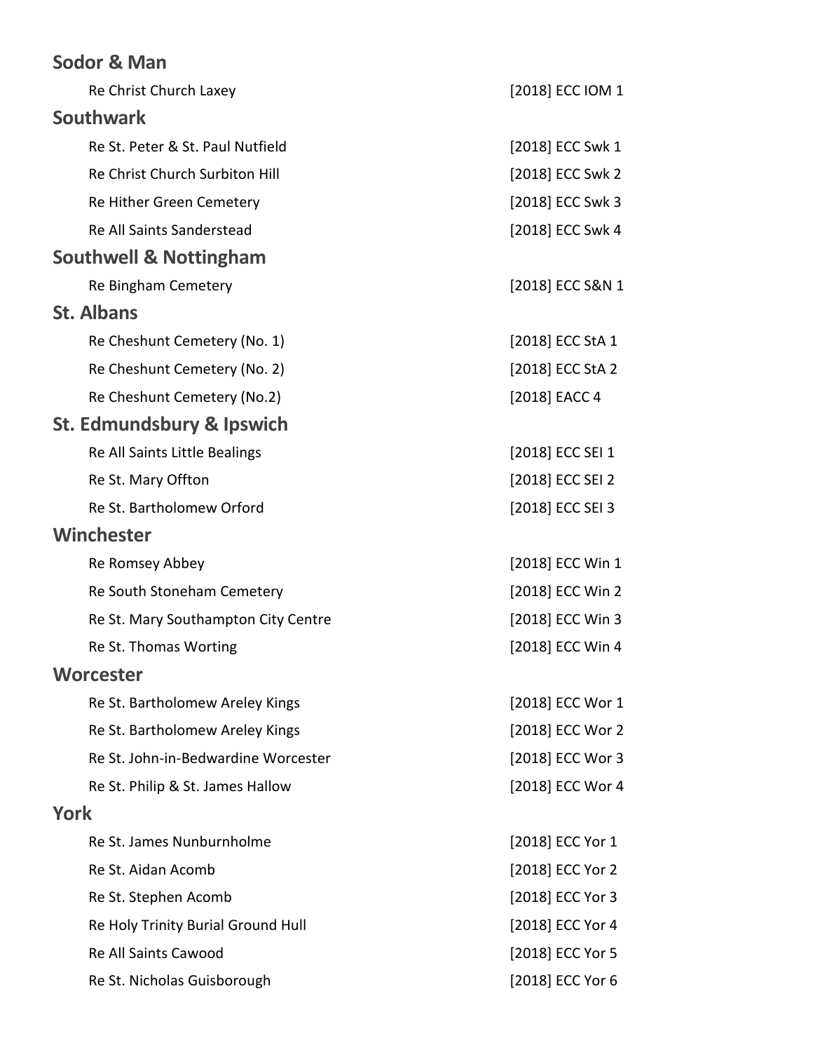## Sodor & Man

| | |
|---|---|
| Re Christ Church Laxey | [2018] ECC IOM 1 |

## Southwark

| | |
|---|---|
| Re St. Peter & St. Paul Nutfield | [2018] ECC Swk 1 |
| Re Christ Church Surbiton Hill | [2018] ECC Swk 2 |
| Re Hither Green Cemetery | [2018] ECC Swk 3 |
| Re All Saints Sanderstead | [2018] ECC Swk 4 |

## Southwell & Nottingham

| | |
|---|---|
| Re Bingham Cemetery | [2018] ECC S&N 1 |

## St. Albans

| | |
|---|---|
| Re Cheshunt Cemetery (No. 1) | [2018] ECC StA 1 |
| Re Cheshunt Cemetery (No. 2) | [2018] ECC StA 2 |
| Re Cheshunt Cemetery (No.2) | [2018] EACC 4 |

## St. Edmundsbury & Ipswich

| | |
|---|---|
| Re All Saints Little Bealings | [2018] ECC SEI 1 |
| Re St. Mary Offton | [2018] ECC SEI 2 |
| Re St. Bartholomew Orford | [2018] ECC SEI 3 |

## Winchester

| | |
|---|---|
| Re Romsey Abbey | [2018] ECC Win 1 |
| Re South Stoneham Cemetery | [2018] ECC Win 2 |
| Re St. Mary Southampton City Centre | [2018] ECC Win 3 |
| Re St. Thomas Worting | [2018] ECC Win 4 |

## Worcester

| | |
|---|---|
| Re St. Bartholomew Areley Kings | [2018] ECC Wor 1 |
| Re St. Bartholomew Areley Kings | [2018] ECC Wor 2 |
| Re St. John-in-Bedwardine Worcester | [2018] ECC Wor 3 |
| Re St. Philip & St. James Hallow | [2018] ECC Wor 4 |

## York

| | |
|---|---|
| Re St. James Nunburnholme | [2018] ECC Yor 1 |
| Re St. Aidan Acomb | [2018] ECC Yor 2 |
| Re St. Stephen Acomb | [2018] ECC Yor 3 |
| Re Holy Trinity Burial Ground Hull | [2018] ECC Yor 4 |
| Re All Saints Cawood | [2018] ECC Yor 5 |
| Re St. Nicholas Guisborough | [2018] ECC Yor 6 |